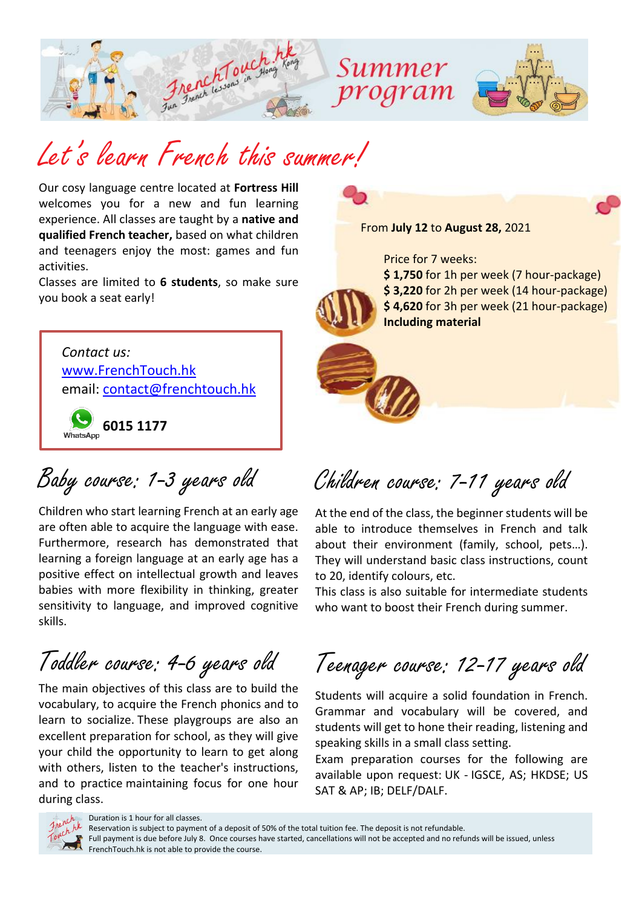# Summer program

# Let's learn French this summer!

Our cosy language centre located at **Fortress Hill** welcomes you for a new and fun learning experience. All classes are taught by a **native and qualified French teacher,** based on what children and teenagers enjoy the most: games and fun activities.

Classes are limited to **6 students**, so make sure you book a seat early!

*Contact us:*
www.FrenchTouch.hk
email: contact@frenchtouch.hk
WhatsApp **6015 1177**

From **July 12** to **August 28,** 2021

Price for 7 weeks:
**$ 1,750** for 1h per week (7 hour-package)
**$ 3,220** for 2h per week (14 hour-package)
**$ 4,620** for 3h per week (21 hour-package)
**Including material**

## Baby course: 1-3 years old

Children who start learning French at an early age are often able to acquire the language with ease. Furthermore, research has demonstrated that learning a foreign language at an early age has a positive effect on intellectual growth and leaves babies with more flexibility in thinking, greater sensitivity to language, and improved cognitive skills.

## Toddler course: 4-6 years old

The main objectives of this class are to build the vocabulary, to acquire the French phonics and to learn to socialize. These playgroups are also an excellent preparation for school, as they will give your child the opportunity to learn to get along with others, listen to the teacher's instructions, and to practice maintaining focus for one hour during class.

## Children course: 7-11 years old

At the end of the class, the beginner students will be able to introduce themselves in French and talk about their environment (family, school, pets…). They will understand basic class instructions, count to 20, identify colours, etc.

This class is also suitable for intermediate students who want to boost their French during summer.

## Teenager course: 12-17 years old

Students will acquire a solid foundation in French. Grammar and vocabulary will be covered, and students will get to hone their reading, listening and speaking skills in a small class setting.

Exam preparation courses for the following are available upon request: UK - IGSCE, AS; HKDSE; US SAT & AP; IB; DELF/DALF.

Duration is 1 hour for all classes.
Reservation is subject to payment of a deposit of 50% of the total tuition fee. The deposit is not refundable.
Full payment is due before July 8. Once courses have started, cancellations will not be accepted and no refunds will be issued, unless FrenchTouch.hk is not able to provide the course.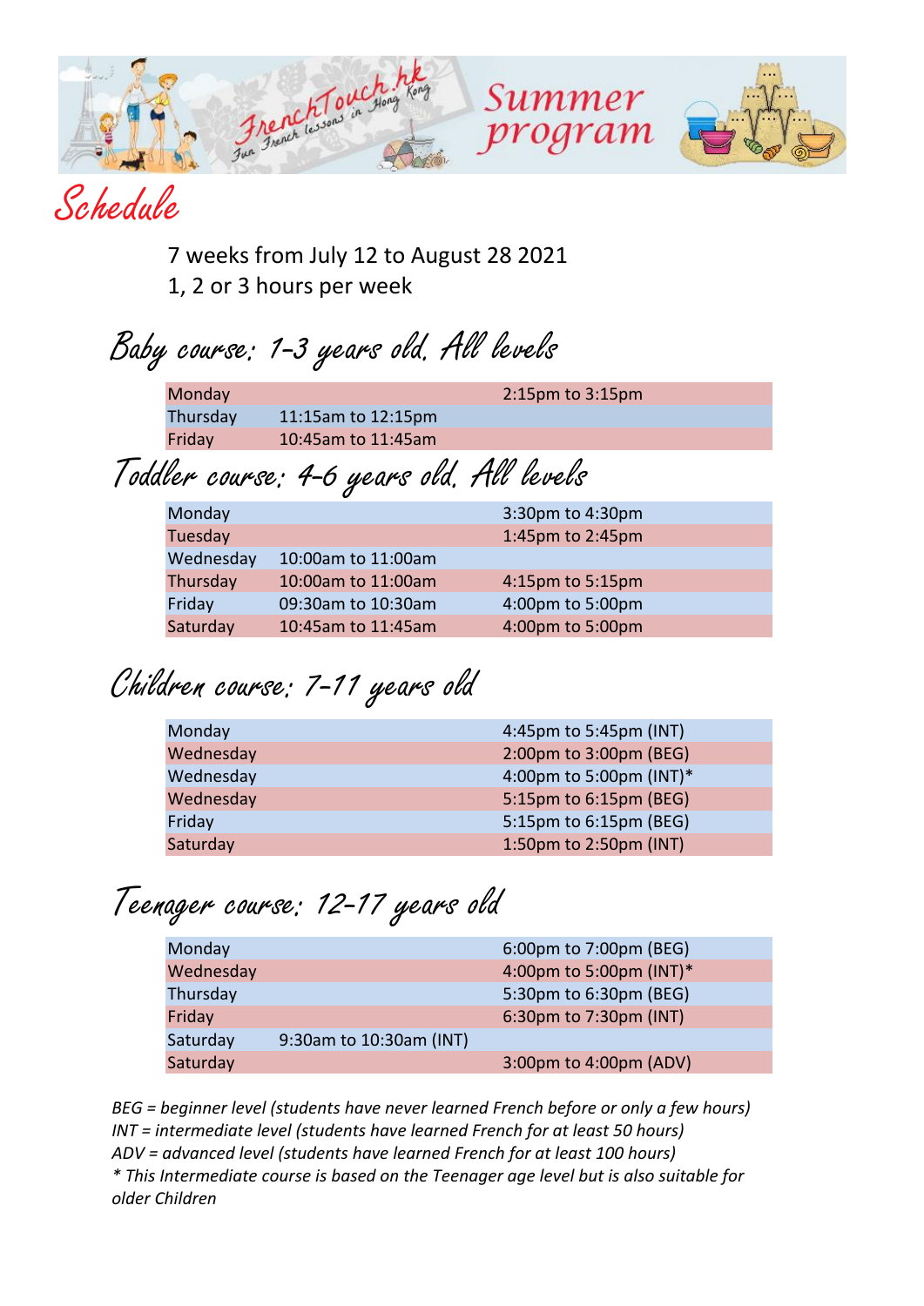FrenchTouch.hk Fun French lessons in Hong Kong

Summer program

# Schedule

7 weeks from July 12 to August 28 2021
1, 2 or 3 hours per week

## Baby course: 1-3 years old. All levels

| | | |
|---|---|---|
| Monday | | 2:15pm to 3:15pm |
| Thursday | 11:15am to 12:15pm | |
| Friday | 10:45am to 11:45am | |

## Toddler course: 4-6 years old. All levels

| | | |
|---|---|---|
| Monday | | 3:30pm to 4:30pm |
| Tuesday | | 1:45pm to 2:45pm |
| Wednesday | 10:00am to 11:00am | |
| Thursday | 10:00am to 11:00am | 4:15pm to 5:15pm |
| Friday | 09:30am to 10:30am | 4:00pm to 5:00pm |
| Saturday | 10:45am to 11:45am | 4:00pm to 5:00pm |

## Children course: 7-11 years old

| | | |
|---|---|---|
| Monday | | 4:45pm to 5:45pm (INT) |
| Wednesday | | 2:00pm to 3:00pm (BEG) |
| Wednesday | | 4:00pm to 5:00pm (INT)* |
| Wednesday | | 5:15pm to 6:15pm (BEG) |
| Friday | | 5:15pm to 6:15pm (BEG) |
| Saturday | | 1:50pm to 2:50pm (INT) |

## Teenager course: 12-17 years old

| | | |
|---|---|---|
| Monday | | 6:00pm to 7:00pm (BEG) |
| Wednesday | | 4:00pm to 5:00pm (INT)* |
| Thursday | | 5:30pm to 6:30pm (BEG) |
| Friday | | 6:30pm to 7:30pm (INT) |
| Saturday | 9:30am to 10:30am (INT) | |
| Saturday | | 3:00pm to 4:00pm (ADV) |

*BEG = beginner level (students have never learned French before or only a few hours)*
*INT = intermediate level (students have learned French for at least 50 hours)*
*ADV = advanced level (students have learned French for at least 100 hours)*
** This Intermediate course is based on the Teenager age level but is also suitable for older Children*